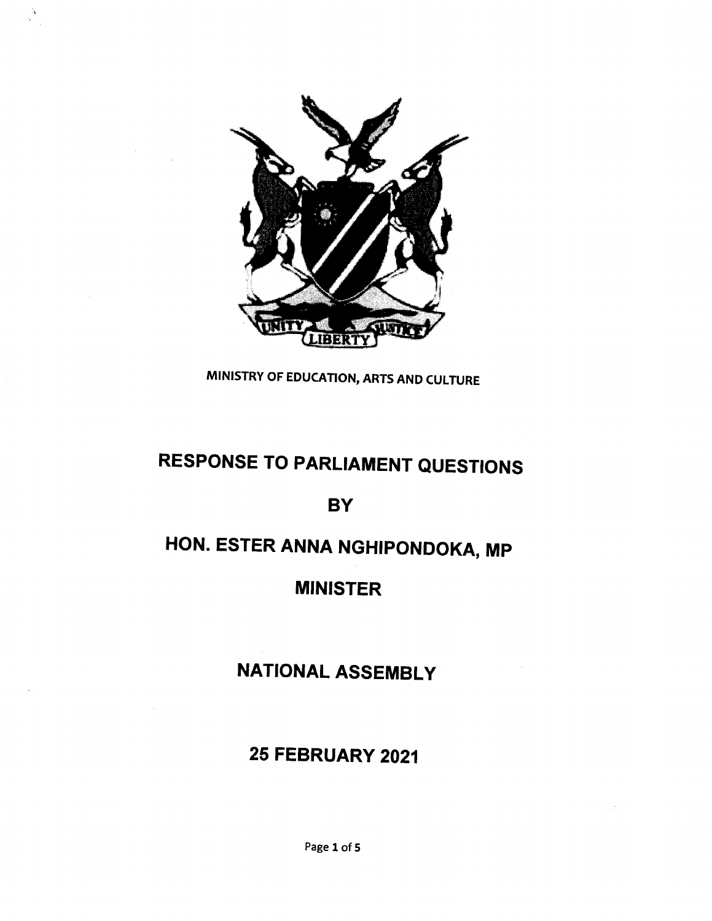MINISTRY OF EDUCATION, ARTS AND CULTURE

# RESPONSE TO PARLIAMENT QUESTIONS

# BY

# HON. ESTER ANNA NGHIPONDOKA, MP

# MINISTER

# NATIONAL ASSEMBLY

# 25 FEBRUARY 2021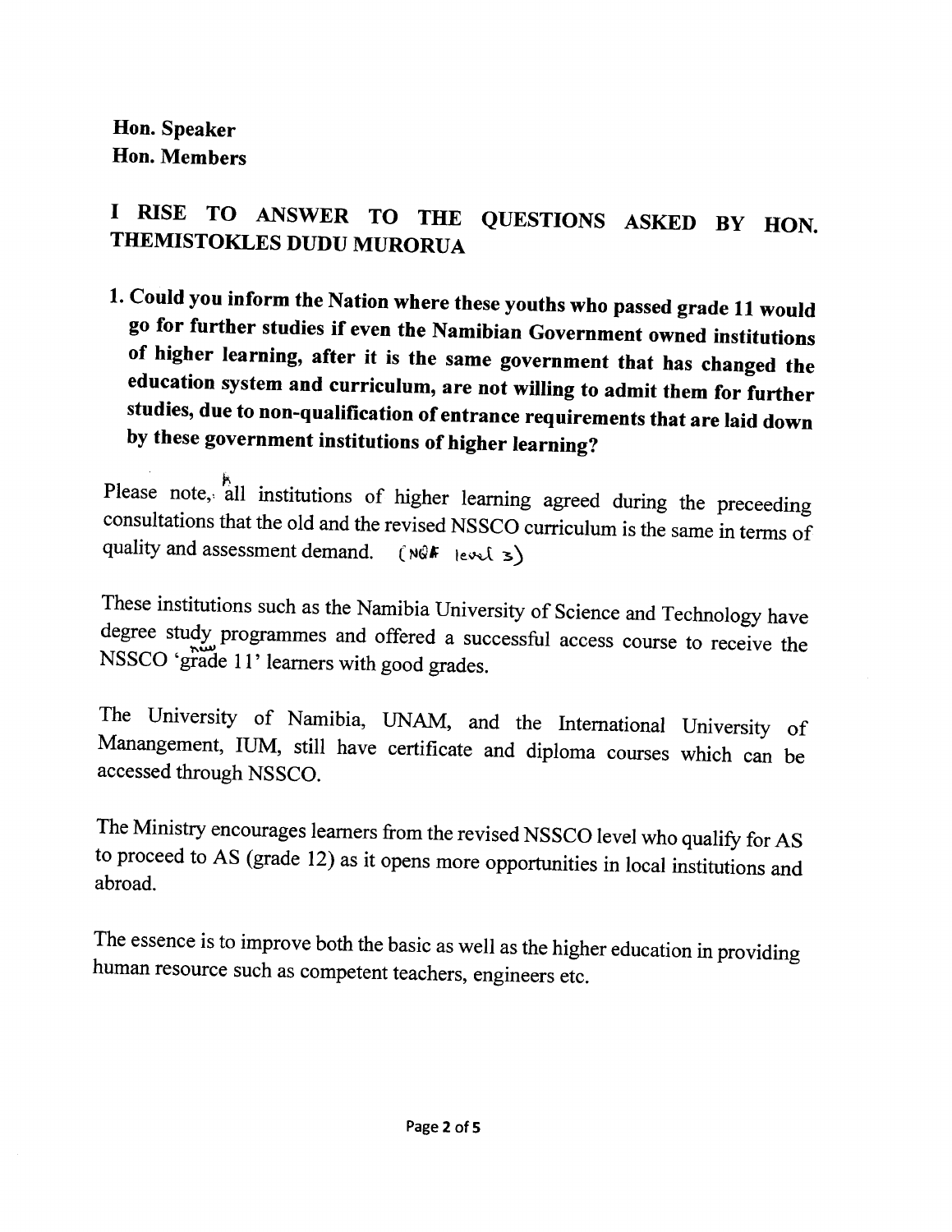**Hon. Speaker**
**Hon. Members**

## I RISE TO ANSWER TO THE QUESTIONS ASKED BY HON. THEMISTOKLES DUDU MURORUA

**1. Could you inform the Nation where these youths who passed grade 11 would go for further studies if even the Namibian Government owned institutions of higher learning, after it is the same government that has changed the education system and curriculum, are not willing to admit them for further studies, due to non-qualification of entrance requirements that are laid down by these government institutions of higher learning?**

Please note, all institutions of higher learning agreed during the preceeding consultations that the old and the revised NSSCO curriculum is the same in terms of quality and assessment demand. (NQF level 3)

These institutions such as the Namibia University of Science and Technology have degree study programmes and offered a successful access course to receive the NSSCO 'grade 11' learners with good grades.

The University of Namibia, UNAM, and the International University of Manangement, IUM, still have certificate and diploma courses which can be accessed through NSSCO.

The Ministry encourages learners from the revised NSSCO level who qualify for AS to proceed to AS (grade 12) as it opens more opportunities in local institutions and abroad.

The essence is to improve both the basic as well as the higher education in providing human resource such as competent teachers, engineers etc.